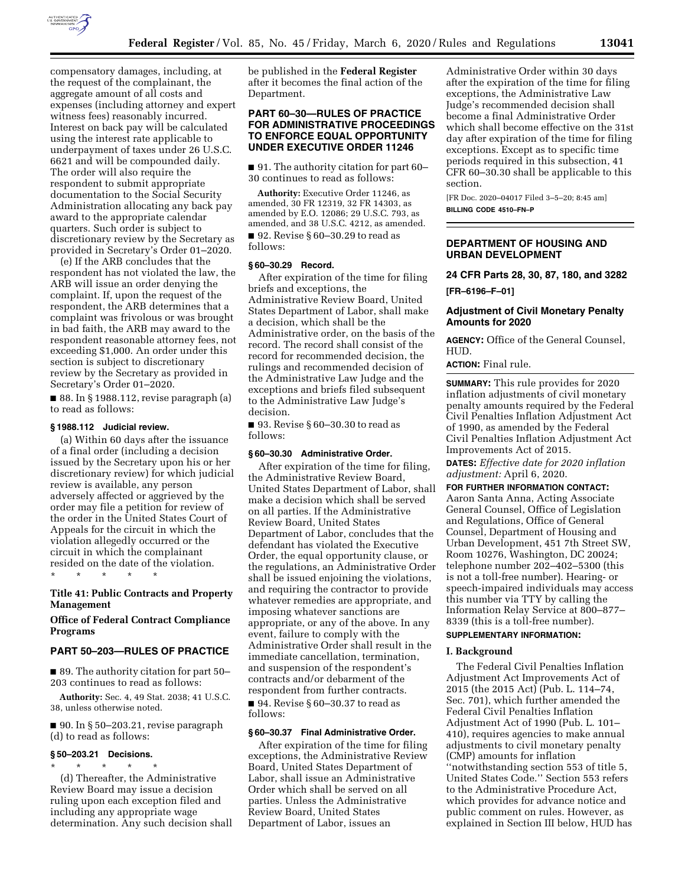compensatory damages, including, at the request of the complainant, the aggregate amount of all costs and expenses (including attorney and expert witness fees) reasonably incurred. Interest on back pay will be calculated using the interest rate applicable to underpayment of taxes under 26 U.S.C. 6621 and will be compounded daily. The order will also require the respondent to submit appropriate documentation to the Social Security Administration allocating any back pay award to the appropriate calendar quarters. Such order is subject to discretionary review by the Secretary as provided in Secretary's Order 01–2020.

(e) If the ARB concludes that the respondent has not violated the law, the ARB will issue an order denying the complaint. If, upon the request of the respondent, the ARB determines that a complaint was frivolous or was brought in bad faith, the ARB may award to the respondent reasonable attorney fees, not exceeding $1,000. An order under this section is subject to discretionary review by the Secretary as provided in Secretary's Order 01–2020.

■ 88. In § 1988.112, revise paragraph (a) to read as follows:

**§ 1988.112 Judicial review.**

(a) Within 60 days after the issuance of a final order (including a decision issued by the Secretary upon his or her discretionary review) for which judicial review is available, any person adversely affected or aggrieved by the order may file a petition for review of the order in the United States Court of Appeals for the circuit in which the violation allegedly occurred or the circuit in which the complainant resided on the date of the violation.

\* \* \* \* \*

## Title 41: Public Contracts and Property Management

## Office of Federal Contract Compliance Programs

## PART 50–203—RULES OF PRACTICE

■ 89. The authority citation for part 50–203 continues to read as follows:

**Authority:** Sec. 4, 49 Stat. 2038; 41 U.S.C. 38, unless otherwise noted.

■ 90. In § 50–203.21, revise paragraph (d) to read as follows:

**§ 50–203.21 Decisions.**

\* \* \* \* \*

(d) Thereafter, the Administrative Review Board may issue a decision ruling upon each exception filed and including any appropriate wage determination. Any such decision shall be published in the **Federal Register** after it becomes the final action of the Department.

## PART 60–30—RULES OF PRACTICE FOR ADMINISTRATIVE PROCEEDINGS TO ENFORCE EQUAL OPPORTUNITY UNDER EXECUTIVE ORDER 11246

■ 91. The authority citation for part 60–30 continues to read as follows:

**Authority:** Executive Order 11246, as amended, 30 FR 12319, 32 FR 14303, as amended by E.O. 12086; 29 U.S.C. 793, as amended, and 38 U.S.C. 4212, as amended.

■ 92. Revise § 60–30.29 to read as follows:

**§ 60–30.29 Record.**

After expiration of the time for filing briefs and exceptions, the Administrative Review Board, United States Department of Labor, shall make a decision, which shall be the Administrative order, on the basis of the record. The record shall consist of the record for recommended decision, the rulings and recommended decision of the Administrative Law Judge and the exceptions and briefs filed subsequent to the Administrative Law Judge's decision.

■ 93. Revise § 60–30.30 to read as follows:

**§ 60–30.30 Administrative Order.**

After expiration of the time for filing, the Administrative Review Board, United States Department of Labor, shall make a decision which shall be served on all parties. If the Administrative Review Board, United States Department of Labor, concludes that the defendant has violated the Executive Order, the equal opportunity clause, or the regulations, an Administrative Order shall be issued enjoining the violations, and requiring the contractor to provide whatever remedies are appropriate, and imposing whatever sanctions are appropriate, or any of the above. In any event, failure to comply with the Administrative Order shall result in the immediate cancellation, termination, and suspension of the respondent's contracts and/or debarment of the respondent from further contracts.

■ 94. Revise § 60–30.37 to read as follows:

**§ 60–30.37 Final Administrative Order.**

After expiration of the time for filing exceptions, the Administrative Review Board, United States Department of Labor, shall issue an Administrative Order which shall be served on all parties. Unless the Administrative Review Board, United States Department of Labor, issues an Administrative Order within 30 days after the expiration of the time for filing exceptions, the Administrative Law Judge's recommended decision shall become a final Administrative Order which shall become effective on the 31st day after expiration of the time for filing exceptions. Except as to specific time periods required in this subsection, 41 CFR 60–30.30 shall be applicable to this section.

[FR Doc. 2020–04017 Filed 3–5–20; 8:45 am]

**BILLING CODE 4510–FN–P**

# DEPARTMENT OF HOUSING AND URBAN DEVELOPMENT

## 24 CFR Parts 28, 30, 87, 180, and 3282

**[FR–6196–F–01]**

## Adjustment of Civil Monetary Penalty Amounts for 2020

**AGENCY:** Office of the General Counsel, HUD.

**ACTION:** Final rule.

**SUMMARY:** This rule provides for 2020 inflation adjustments of civil monetary penalty amounts required by the Federal Civil Penalties Inflation Adjustment Act of 1990, as amended by the Federal Civil Penalties Inflation Adjustment Act Improvements Act of 2015.

**DATES:** *Effective date for 2020 inflation adjustment:* April 6, 2020.

**FOR FURTHER INFORMATION CONTACT:** Aaron Santa Anna, Acting Associate General Counsel, Office of Legislation and Regulations, Office of General Counsel, Department of Housing and Urban Development, 451 7th Street SW, Room 10276, Washington, DC 20024; telephone number 202–402–5300 (this is not a toll-free number). Hearing- or speech-impaired individuals may access this number via TTY by calling the Information Relay Service at 800–877–8339 (this is a toll-free number).

**SUPPLEMENTARY INFORMATION:**

### I. Background

The Federal Civil Penalties Inflation Adjustment Act Improvements Act of 2015 (the 2015 Act) (Pub. L. 114–74, Sec. 701), which further amended the Federal Civil Penalties Inflation Adjustment Act of 1990 (Pub. L. 101–410), requires agencies to make annual adjustments to civil monetary penalty (CMP) amounts for inflation ''notwithstanding section 553 of title 5, United States Code.'' Section 553 refers to the Administrative Procedure Act, which provides for advance notice and public comment on rules. However, as explained in Section III below, HUD has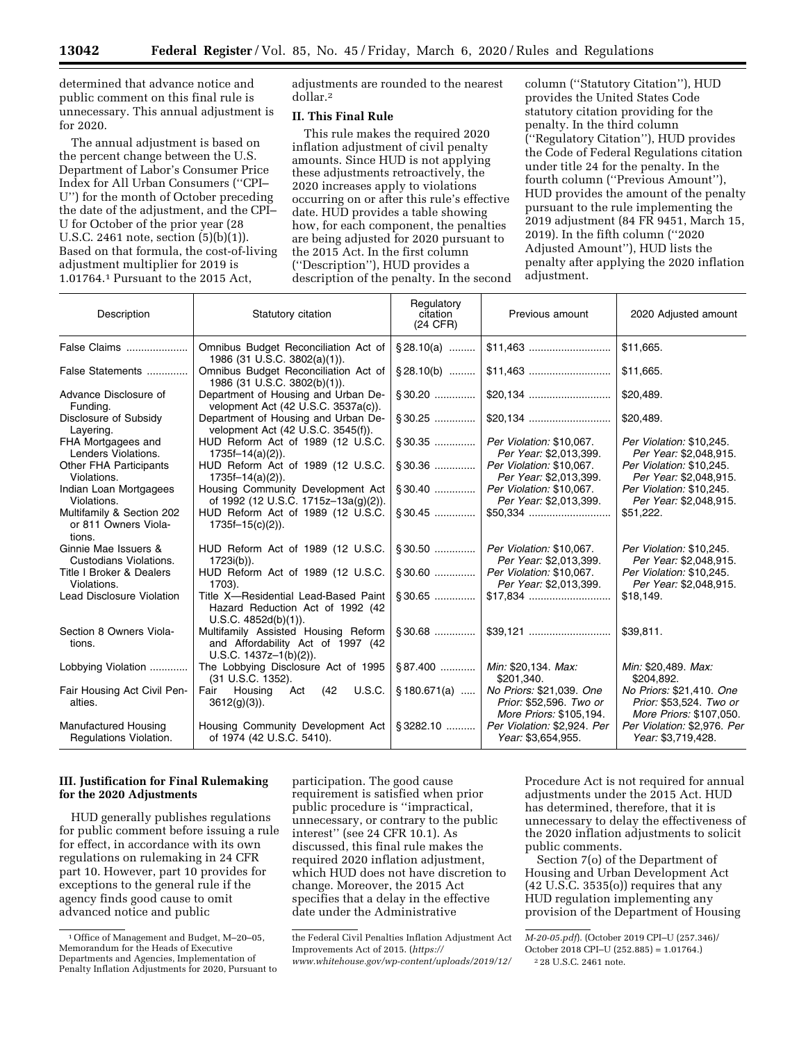determined that advance notice and public comment on this final rule is unnecessary. This annual adjustment is for 2020.

The annual adjustment is based on the percent change between the U.S. Department of Labor's Consumer Price Index for All Urban Consumers (''CPI–U'') for the month of October preceding the date of the adjustment, and the CPI–U for October of the prior year (28 U.S.C. 2461 note, section (5)(b)(1)). Based on that formula, the cost-of-living adjustment multiplier for 2019 is 1.01764.[1] Pursuant to the 2015 Act, adjustments are rounded to the nearest dollar.[2]

## II. This Final Rule

This rule makes the required 2020 inflation adjustment of civil penalty amounts. Since HUD is not applying these adjustments retroactively, the 2020 increases apply to violations occurring on or after this rule's effective date. HUD provides a table showing how, for each component, the penalties are being adjusted for 2020 pursuant to the 2015 Act. In the first column (''Description''), HUD provides a description of the penalty. In the second column (''Statutory Citation''), HUD provides the United States Code statutory citation providing for the penalty. In the third column (''Regulatory Citation''), HUD provides the Code of Federal Regulations citation under title 24 for the penalty. In the fourth column (''Previous Amount''), HUD provides the amount of the penalty pursuant to the rule implementing the 2019 adjustment (84 FR 9451, March 15, 2019). In the fifth column (''2020 Adjusted Amount''), HUD lists the penalty after applying the 2020 inflation adjustment.

| Description | Statutory citation | Regulatory citation (24 CFR) | Previous amount | 2020 Adjusted amount |
|---|---|---|---|---|
| False Claims | Omnibus Budget Reconciliation Act of 1986 (31 U.S.C. 3802(a)(1)). | §28.10(a) | $11,463 | $11,665. |
| False Statements | Omnibus Budget Reconciliation Act of 1986 (31 U.S.C. 3802(b)(1)). | §28.10(b) | $11,463 | $11,665. |
| Advance Disclosure of Funding. | Department of Housing and Urban Development Act (42 U.S.C. 3537a(c)). | §30.20 | $20,134 | $20,489. |
| Disclosure of Subsidy Layering. | Department of Housing and Urban Development Act (42 U.S.C. 3545(f)). | §30.25 | $20,134 | $20,489. |
| FHA Mortgagees and Lenders Violations. | HUD Reform Act of 1989 (12 U.S.C. 1735f–14(a)(2)). | §30.35 | *Per Violation:* $10,067. *Per Year:* $2,013,399. | *Per Violation:* $10,245. *Per Year:* $2,048,915. |
| Other FHA Participants Violations. | HUD Reform Act of 1989 (12 U.S.C. 1735f–14(a)(2)). | §30.36 | *Per Violation:* $10,067. *Per Year:* $2,013,399. | *Per Violation:* $10,245. *Per Year:* $2,048,915. |
| Indian Loan Mortgagees Violations. | Housing Community Development Act of 1992 (12 U.S.C. 1715z–13a(g)(2)). | §30.40 | *Per Violation:* $10,067. *Per Year:* $2,013,399. | *Per Violation:* $10,245. *Per Year:* $2,048,915. |
| Multifamily & Section 202 or 811 Owners Violations. | HUD Reform Act of 1989 (12 U.S.C. 1735f–15(c)(2)). | §30.45 | $50,334 | $51,222. |
| Ginnie Mae Issuers & Custodians Violations. | HUD Reform Act of 1989 (12 U.S.C. 1723i(b)). | §30.50 | *Per Violation:* $10,067. *Per Year:* $2,013,399. | *Per Violation:* $10,245. *Per Year:* $2,048,915. |
| Title I Broker & Dealers Violations. | HUD Reform Act of 1989 (12 U.S.C. 1703). | §30.60 | *Per Violation:* $10,067. *Per Year:* $2,013,399. | *Per Violation:* $10,245. *Per Year:* $2,048,915. |
| Lead Disclosure Violation | Title X—Residential Lead-Based Paint Hazard Reduction Act of 1992 (42 U.S.C. 4852d(b)(1)). | §30.65 | $17,834 | $18,149. |
| Section 8 Owners Violations. | Multifamily Assisted Housing Reform and Affordability Act of 1997 (42 U.S.C. 1437z–1(b)(2)). | §30.68 | $39,121 | $39,811. |
| Lobbying Violation | The Lobbying Disclosure Act of 1995 (31 U.S.C. 1352). | §87.400 | *Min:* $20,134. *Max:* $201,340. | *Min:* $20,489. *Max:* $204,892. |
| Fair Housing Act Civil Penalties. | Fair Housing Act (42 U.S.C. 3612(g)(3)). | §180.671(a) | *No Priors:* $21,039. *One Prior:* $52,596. *Two or More Priors:* $105,194. | *No Priors:* $21,410. *One Prior:* $53,524. *Two or More Priors:* $107,050. |
| Manufactured Housing Regulations Violation. | Housing Community Development Act of 1974 (42 U.S.C. 5410). | §3282.10 | *Per Violation:* $2,924. *Per Year:* $3,654,955. | *Per Violation:* $2,976. *Per Year:* $3,719,428. |

## III. Justification for Final Rulemaking for the 2020 Adjustments

HUD generally publishes regulations for public comment before issuing a rule for effect, in accordance with its own regulations on rulemaking in 24 CFR part 10. However, part 10 provides for exceptions to the general rule if the agency finds good cause to omit advanced notice and public participation. The good cause requirement is satisfied when prior public procedure is ''impractical, unnecessary, or contrary to the public interest'' (see 24 CFR 10.1). As discussed, this final rule makes the required 2020 inflation adjustment, which HUD does not have discretion to change. Moreover, the 2015 Act specifies that a delay in the effective date under the Administrative Procedure Act is not required for annual adjustments under the 2015 Act. HUD has determined, therefore, that it is unnecessary to delay the effectiveness of the 2020 inflation adjustments to solicit public comments.

Section 7(o) of the Department of Housing and Urban Development Act (42 U.S.C. 3535(o)) requires that any HUD regulation implementing any provision of the Department of Housing

---

[1] Office of Management and Budget, M–20–05, Memorandum for the Heads of Executive Departments and Agencies, Implementation of Penalty Inflation Adjustments for 2020, Pursuant to the Federal Civil Penalties Inflation Adjustment Act Improvements Act of 2015. (*https://www.whitehouse.gov/wp-content/uploads/2019/12/M-20-05.pdf*). (October 2019 CPI–U (257.346)/October 2018 CPI–U (252.885) = 1.01764.)

[2] 28 U.S.C. 2461 note.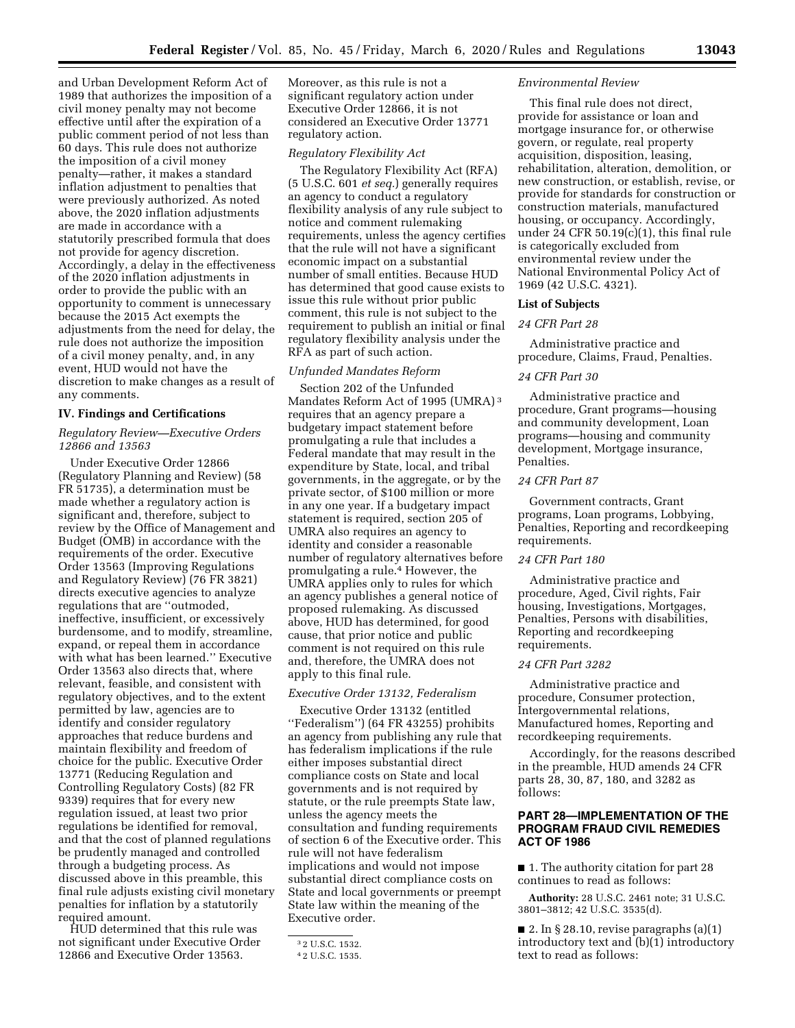and Urban Development Reform Act of 1989 that authorizes the imposition of a civil money penalty may not become effective until after the expiration of a public comment period of not less than 60 days. This rule does not authorize the imposition of a civil money penalty—rather, it makes a standard inflation adjustment to penalties that were previously authorized. As noted above, the 2020 inflation adjustments are made in accordance with a statutorily prescribed formula that does not provide for agency discretion. Accordingly, a delay in the effectiveness of the 2020 inflation adjustments in order to provide the public with an opportunity to comment is unnecessary because the 2015 Act exempts the adjustments from the need for delay, the rule does not authorize the imposition of a civil money penalty, and, in any event, HUD would not have the discretion to make changes as a result of any comments.

## IV. Findings and Certifications

*Regulatory Review—Executive Orders 12866 and 13563*

Under Executive Order 12866 (Regulatory Planning and Review) (58 FR 51735), a determination must be made whether a regulatory action is significant and, therefore, subject to review by the Office of Management and Budget (OMB) in accordance with the requirements of the order. Executive Order 13563 (Improving Regulations and Regulatory Review) (76 FR 3821) directs executive agencies to analyze regulations that are ''outmoded, ineffective, insufficient, or excessively burdensome, and to modify, streamline, expand, or repeal them in accordance with what has been learned.'' Executive Order 13563 also directs that, where relevant, feasible, and consistent with regulatory objectives, and to the extent permitted by law, agencies are to identify and consider regulatory approaches that reduce burdens and maintain flexibility and freedom of choice for the public. Executive Order 13771 (Reducing Regulation and Controlling Regulatory Costs) (82 FR 9339) requires that for every new regulation issued, at least two prior regulations be identified for removal, and that the cost of planned regulations be prudently managed and controlled through a budgeting process. As discussed above in this preamble, this final rule adjusts existing civil monetary penalties for inflation by a statutorily required amount.

HUD determined that this rule was not significant under Executive Order 12866 and Executive Order 13563. Moreover, as this rule is not a significant regulatory action under Executive Order 12866, it is not considered an Executive Order 13771 regulatory action.

*Regulatory Flexibility Act*

The Regulatory Flexibility Act (RFA) (5 U.S.C. 601 *et seq.*) generally requires an agency to conduct a regulatory flexibility analysis of any rule subject to notice and comment rulemaking requirements, unless the agency certifies that the rule will not have a significant economic impact on a substantial number of small entities. Because HUD has determined that good cause exists to issue this rule without prior public comment, this rule is not subject to the requirement to publish an initial or final regulatory flexibility analysis under the RFA as part of such action.

*Unfunded Mandates Reform*

Section 202 of the Unfunded Mandates Reform Act of 1995 (UMRA)[3] requires that an agency prepare a budgetary impact statement before promulgating a rule that includes a Federal mandate that may result in the expenditure by State, local, and tribal governments, in the aggregate, or by the private sector, of $100 million or more in any one year. If a budgetary impact statement is required, section 205 of UMRA also requires an agency to identity and consider a reasonable number of regulatory alternatives before promulgating a rule.[4] However, the UMRA applies only to rules for which an agency publishes a general notice of proposed rulemaking. As discussed above, HUD has determined, for good cause, that prior notice and public comment is not required on this rule and, therefore, the UMRA does not apply to this final rule.

*Executive Order 13132, Federalism*

Executive Order 13132 (entitled ''Federalism'') (64 FR 43255) prohibits an agency from publishing any rule that has federalism implications if the rule either imposes substantial direct compliance costs on State and local governments and is not required by statute, or the rule preempts State law, unless the agency meets the consultation and funding requirements of section 6 of the Executive order. This rule will not have federalism implications and would not impose substantial direct compliance costs on State and local governments or preempt State law within the meaning of the Executive order.

[3] 2 U.S.C. 1532.

[4] 2 U.S.C. 1535.

*Environmental Review*

This final rule does not direct, provide for assistance or loan and mortgage insurance for, or otherwise govern, or regulate, real property acquisition, disposition, leasing, rehabilitation, alteration, demolition, or new construction, or establish, revise, or provide for standards for construction or construction materials, manufactured housing, or occupancy. Accordingly, under 24 CFR 50.19(c)(1), this final rule is categorically excluded from environmental review under the National Environmental Policy Act of 1969 (42 U.S.C. 4321).

### List of Subjects

*24 CFR Part 28*

Administrative practice and procedure, Claims, Fraud, Penalties.

*24 CFR Part 30*

Administrative practice and procedure, Grant programs—housing and community development, Loan programs—housing and community development, Mortgage insurance, Penalties.

*24 CFR Part 87*

Government contracts, Grant programs, Loan programs, Lobbying, Penalties, Reporting and recordkeeping requirements.

*24 CFR Part 180*

Administrative practice and procedure, Aged, Civil rights, Fair housing, Investigations, Mortgages, Penalties, Persons with disabilities, Reporting and recordkeeping requirements.

*24 CFR Part 3282*

Administrative practice and procedure, Consumer protection, Intergovernmental relations, Manufactured homes, Reporting and recordkeeping requirements.

Accordingly, for the reasons described in the preamble, HUD amends 24 CFR parts 28, 30, 87, 180, and 3282 as follows:

## PART 28—IMPLEMENTATION OF THE PROGRAM FRAUD CIVIL REMEDIES ACT OF 1986

■ 1. The authority citation for part 28 continues to read as follows:

**Authority:** 28 U.S.C. 2461 note; 31 U.S.C. 3801–3812; 42 U.S.C. 3535(d).

■ 2. In § 28.10, revise paragraphs (a)(1) introductory text and (b)(1) introductory text to read as follows: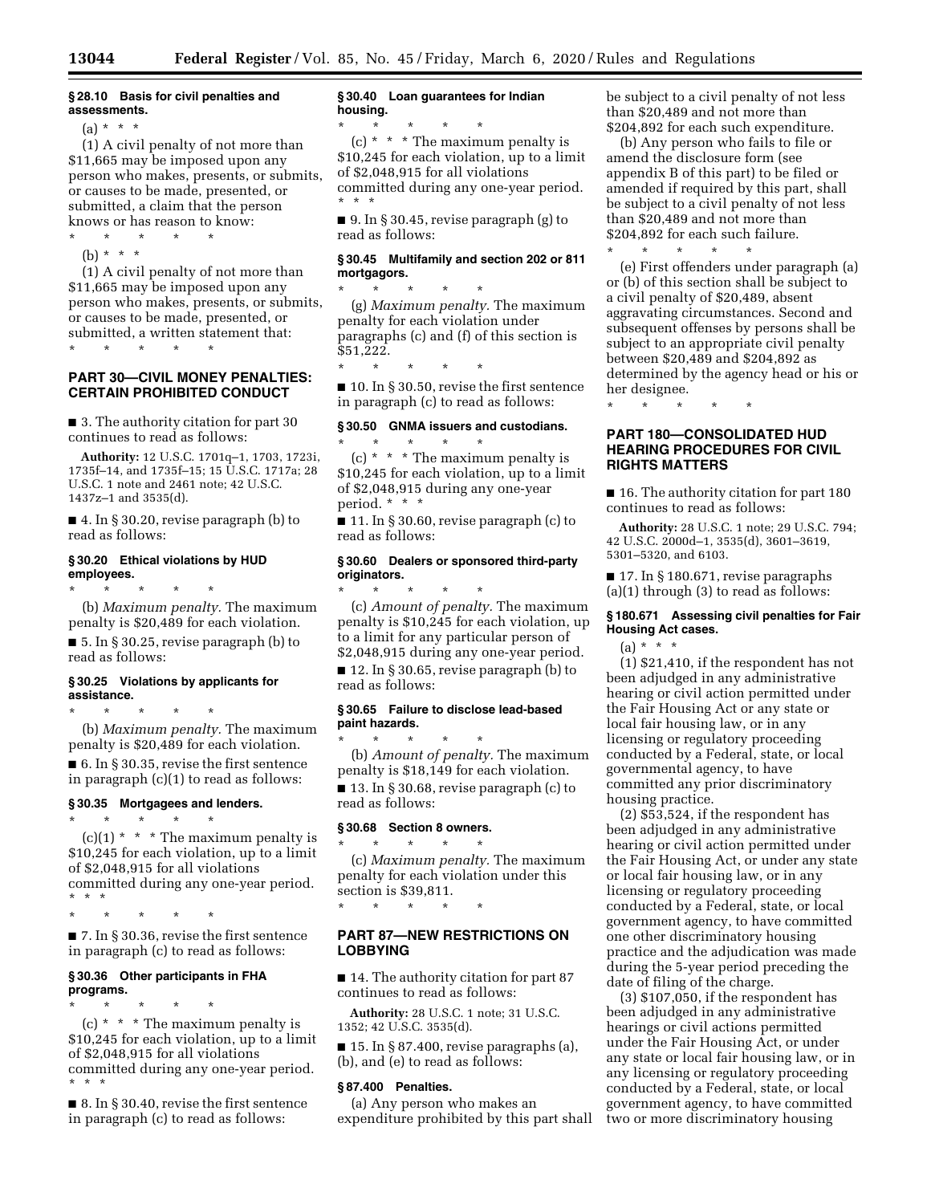**§ 28.10 Basis for civil penalties and assessments.**

(a) * * *

(1) A civil penalty of not more than $11,665 may be imposed upon any person who makes, presents, or submits, or causes to be made, presented, or submitted, a claim that the person knows or has reason to know:

\* \* \* \* \*

(b) * * *

(1) A civil penalty of not more than $11,665 may be imposed upon any person who makes, presents, or submits, or causes to be made, presented, or submitted, a written statement that:

\* \* \* \* \*

## PART 30—CIVIL MONEY PENALTIES: CERTAIN PROHIBITED CONDUCT

■ 3. The authority citation for part 30 continues to read as follows:

**Authority:** 12 U.S.C. 1701q–1, 1703, 1723i, 1735f–14, and 1735f–15; 15 U.S.C. 1717a; 28 U.S.C. 1 note and 2461 note; 42 U.S.C. 1437z–1 and 3535(d).

■ 4. In § 30.20, revise paragraph (b) to read as follows:

**§ 30.20 Ethical violations by HUD employees.**

\* \* \* \* \*

(b) *Maximum penalty.* The maximum penalty is $20,489 for each violation.

■ 5. In § 30.25, revise paragraph (b) to read as follows:

**§ 30.25 Violations by applicants for assistance.**

\* \* \* \* \*

(b) *Maximum penalty.* The maximum penalty is $20,489 for each violation.

■ 6. In § 30.35, revise the first sentence in paragraph (c)(1) to read as follows:

**§ 30.35 Mortgagees and lenders.**

\* \* \* \* \*

(c)(1) * * * The maximum penalty is $10,245 for each violation, up to a limit of $2,048,915 for all violations committed during any one-year period. * * *

\* \* \* \* \*

■ 7. In § 30.36, revise the first sentence in paragraph (c) to read as follows:

**§ 30.36 Other participants in FHA programs.**

\* \* \* \* \*

(c) * * * The maximum penalty is $10,245 for each violation, up to a limit of $2,048,915 for all violations committed during any one-year period. * * *

■ 8. In § 30.40, revise the first sentence in paragraph (c) to read as follows:

**§ 30.40 Loan guarantees for Indian housing.**

\* \* \* \* \*

(c) * * * The maximum penalty is $10,245 for each violation, up to a limit of $2,048,915 for all violations committed during any one-year period. * * *

■ 9. In § 30.45, revise paragraph (g) to read as follows:

**§ 30.45 Multifamily and section 202 or 811 mortgagors.**

\* \* \* \* \*

(g) *Maximum penalty.* The maximum penalty for each violation under paragraphs (c) and (f) of this section is $51,222.

\* \* \* \* \*

■ 10. In § 30.50, revise the first sentence in paragraph (c) to read as follows:

**§ 30.50 GNMA issuers and custodians.**

\* \* \* \* \*

(c) * * * The maximum penalty is $10,245 for each violation, up to a limit of $2,048,915 during any one-year period. * * *

■ 11. In § 30.60, revise paragraph (c) to read as follows:

**§ 30.60 Dealers or sponsored third-party originators.**

\* \* \* \* \*

(c) *Amount of penalty.* The maximum penalty is $10,245 for each violation, up to a limit for any particular person of $2,048,915 during any one-year period.

■ 12. In § 30.65, revise paragraph (b) to read as follows:

**§ 30.65 Failure to disclose lead-based paint hazards.**

\* \* \* \* \*

(b) *Amount of penalty.* The maximum penalty is $18,149 for each violation.

■ 13. In § 30.68, revise paragraph (c) to read as follows:

**§ 30.68 Section 8 owners.**

\* \* \* \* \*

(c) *Maximum penalty.* The maximum penalty for each violation under this section is $39,811.

\* \* \* \* \*

## PART 87—NEW RESTRICTIONS ON LOBBYING

■ 14. The authority citation for part 87 continues to read as follows:

**Authority:** 28 U.S.C. 1 note; 31 U.S.C. 1352; 42 U.S.C. 3535(d).

■ 15. In § 87.400, revise paragraphs (a), (b), and (e) to read as follows:

**§ 87.400 Penalties.**

(a) Any person who makes an expenditure prohibited by this part shall be subject to a civil penalty of not less than $20,489 and not more than $204,892 for each such expenditure.

(b) Any person who fails to file or amend the disclosure form (see appendix B of this part) to be filed or amended if required by this part, shall be subject to a civil penalty of not less than $20,489 and not more than $204,892 for each such failure.

\* \* \* \* \*

(e) First offenders under paragraph (a) or (b) of this section shall be subject to a civil penalty of $20,489, absent aggravating circumstances. Second and subsequent offenses by persons shall be subject to an appropriate civil penalty between $20,489 and $204,892 as determined by the agency head or his or her designee.

\* \* \* \* \*

## PART 180—CONSOLIDATED HUD HEARING PROCEDURES FOR CIVIL RIGHTS MATTERS

■ 16. The authority citation for part 180 continues to read as follows:

**Authority:** 28 U.S.C. 1 note; 29 U.S.C. 794; 42 U.S.C. 2000d–1, 3535(d), 3601–3619, 5301–5320, and 6103.

■ 17. In § 180.671, revise paragraphs (a)(1) through (3) to read as follows:

**§ 180.671 Assessing civil penalties for Fair Housing Act cases.**

(a) * * *

(1) $21,410, if the respondent has not been adjudged in any administrative hearing or civil action permitted under the Fair Housing Act or any state or local fair housing law, or in any licensing or regulatory proceeding conducted by a Federal, state, or local governmental agency, to have committed any prior discriminatory housing practice.

(2) $53,524, if the respondent has been adjudged in any administrative hearing or civil action permitted under the Fair Housing Act, or under any state or local fair housing law, or in any licensing or regulatory proceeding conducted by a Federal, state, or local government agency, to have committed one other discriminatory housing practice and the adjudication was made during the 5-year period preceding the date of filing of the charge.

(3) $107,050, if the respondent has been adjudged in any administrative hearings or civil actions permitted under the Fair Housing Act, or under any state or local fair housing law, or in any licensing or regulatory proceeding conducted by a Federal, state, or local government agency, to have committed two or more discriminatory housing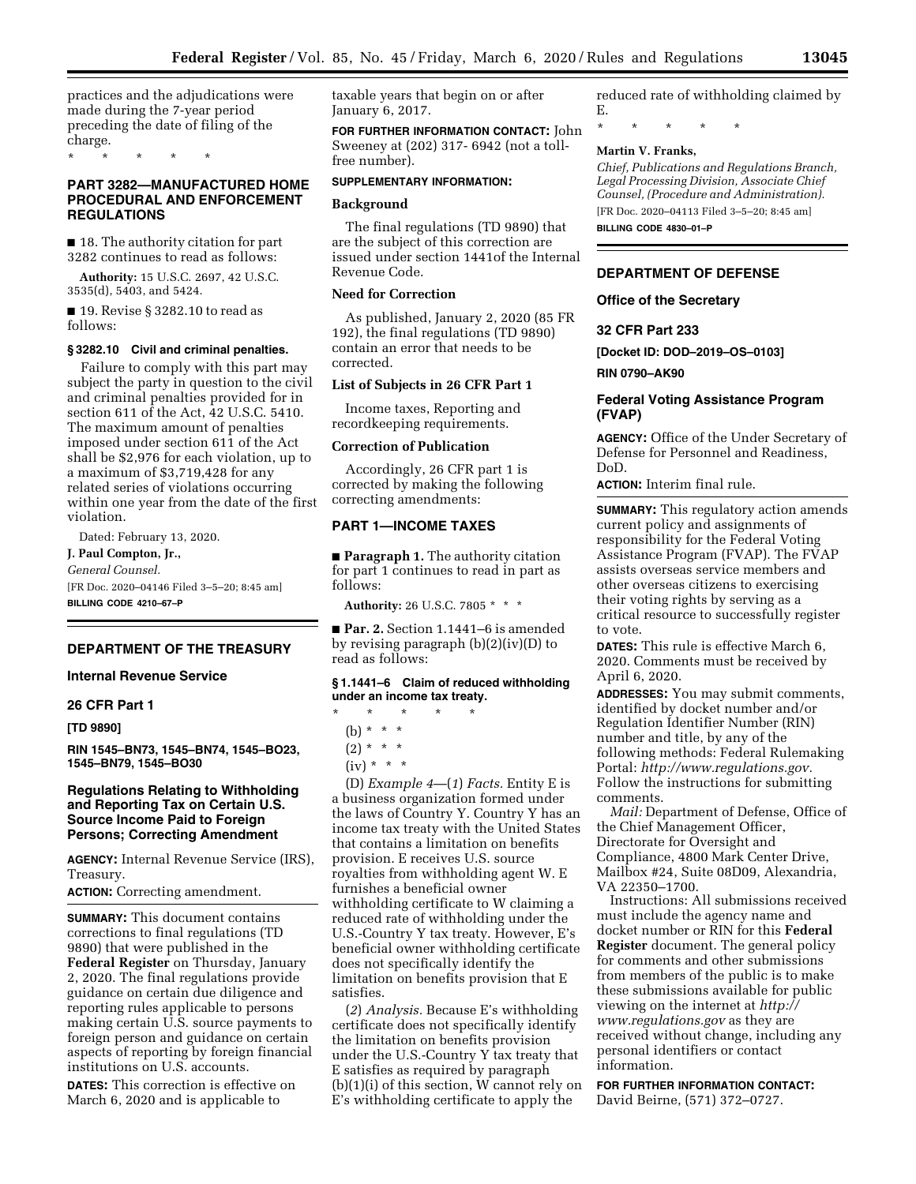practices and the adjudications were made during the 7-year period preceding the date of filing of the charge.

\* \* \* \* \*

## PART 3282—MANUFACTURED HOME PROCEDURAL AND ENFORCEMENT REGULATIONS

■ 18. The authority citation for part 3282 continues to read as follows:

**Authority:** 15 U.S.C. 2697, 42 U.S.C. 3535(d), 5403, and 5424.

■ 19. Revise § 3282.10 to read as follows:

### § 3282.10 Civil and criminal penalties.

Failure to comply with this part may subject the party in question to the civil and criminal penalties provided for in section 611 of the Act, 42 U.S.C. 5410. The maximum amount of penalties imposed under section 611 of the Act shall be $2,976 for each violation, up to a maximum of $3,719,428 for any related series of violations occurring within one year from the date of the first violation.

Dated: February 13, 2020.

**J. Paul Compton, Jr.,**

*General Counsel.*

[FR Doc. 2020–04146 Filed 3–5–20; 8:45 am]

**BILLING CODE 4210–67–P**

---

## DEPARTMENT OF THE TREASURY

### Internal Revenue Service

### 26 CFR Part 1

**[TD 9890]**

**RIN 1545–BN73, 1545–BN74, 1545–BO23, 1545–BN79, 1545–BO30**

## Regulations Relating to Withholding and Reporting Tax on Certain U.S. Source Income Paid to Foreign Persons; Correcting Amendment

**AGENCY:** Internal Revenue Service (IRS), Treasury.

**ACTION:** Correcting amendment.

**SUMMARY:** This document contains corrections to final regulations (TD 9890) that were published in the **Federal Register** on Thursday, January 2, 2020. The final regulations provide guidance on certain due diligence and reporting rules applicable to persons making certain U.S. source payments to foreign person and guidance on certain aspects of reporting by foreign financial institutions on U.S. accounts.

**DATES:** This correction is effective on March 6, 2020 and is applicable to taxable years that begin on or after January 6, 2017.

**FOR FURTHER INFORMATION CONTACT:** John Sweeney at (202) 317- 6942 (not a toll-free number).

**SUPPLEMENTARY INFORMATION:**

### Background

The final regulations (TD 9890) that are the subject of this correction are issued under section 1441of the Internal Revenue Code.

### Need for Correction

As published, January 2, 2020 (85 FR 192), the final regulations (TD 9890) contain an error that needs to be corrected.

### List of Subjects in 26 CFR Part 1

Income taxes, Reporting and recordkeeping requirements.

### Correction of Publication

Accordingly, 26 CFR part 1 is corrected by making the following correcting amendments:

## PART 1—INCOME TAXES

■ **Paragraph 1.** The authority citation for part 1 continues to read in part as follows:

**Authority:** 26 U.S.C. 7805 \* \* \*

■ **Par. 2.** Section 1.1441–6 is amended by revising paragraph (b)(2)(iv)(D) to read as follows:

### § 1.1441–6 Claim of reduced withholding under an income tax treaty.

\* \* \* \* \*

(b) \* \* \*

(2) \* \* \*

(iv) \* \* \*

(D) *Example 4*—(*1*) *Facts.* Entity E is a business organization formed under the laws of Country Y. Country Y has an income tax treaty with the United States that contains a limitation on benefits provision. E receives U.S. source royalties from withholding agent W. E furnishes a beneficial owner withholding certificate to W claiming a reduced rate of withholding under the U.S.-Country Y tax treaty. However, E's beneficial owner withholding certificate does not specifically identify the limitation on benefits provision that E satisfies.

(*2*) *Analysis.* Because E's withholding certificate does not specifically identify the limitation on benefits provision under the U.S.-Country Y tax treaty that E satisfies as required by paragraph (b)(1)(i) of this section, W cannot rely on E's withholding certificate to apply the reduced rate of withholding claimed by E.

\* \* \* \* \*

**Martin V. Franks,**

*Chief, Publications and Regulations Branch, Legal Processing Division, Associate Chief Counsel, (Procedure and Administration).*

[FR Doc. 2020–04113 Filed 3–5–20; 8:45 am]

**BILLING CODE 4830–01–P**

---

## DEPARTMENT OF DEFENSE

### Office of the Secretary

### 32 CFR Part 233

**[Docket ID: DOD–2019–OS–0103]**

**RIN 0790–AK90**

## Federal Voting Assistance Program (FVAP)

**AGENCY:** Office of the Under Secretary of Defense for Personnel and Readiness, DoD.

**ACTION:** Interim final rule.

**SUMMARY:** This regulatory action amends current policy and assignments of responsibility for the Federal Voting Assistance Program (FVAP). The FVAP assists overseas service members and other overseas citizens to exercising their voting rights by serving as a critical resource to successfully register to vote.

**DATES:** This rule is effective March 6, 2020. Comments must be received by April 6, 2020.

**ADDRESSES:** You may submit comments, identified by docket number and/or Regulation Identifier Number (RIN) number and title, by any of the following methods: Federal Rulemaking Portal: *http://www.regulations.gov.* Follow the instructions for submitting comments.

*Mail:* Department of Defense, Office of the Chief Management Officer, Directorate for Oversight and Compliance, 4800 Mark Center Drive, Mailbox #24, Suite 08D09, Alexandria, VA 22350–1700.

Instructions: All submissions received must include the agency name and docket number or RIN for this **Federal Register** document. The general policy for comments and other submissions from members of the public is to make these submissions available for public viewing on the internet at *http://www.regulations.gov* as they are received without change, including any personal identifiers or contact information.

**FOR FURTHER INFORMATION CONTACT:** David Beirne, (571) 372–0727.